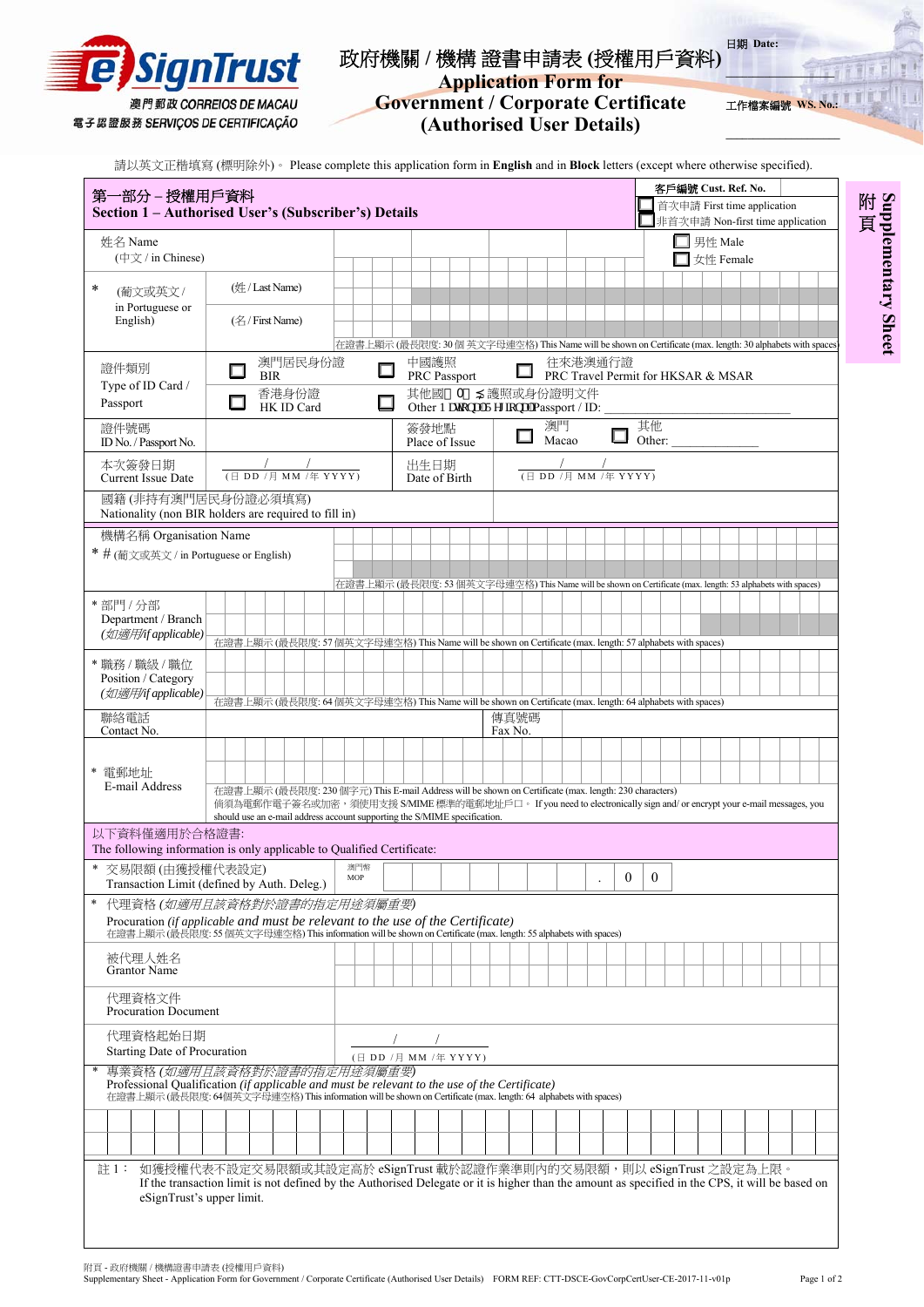eSignTrust
澳門郵政 CORREIOS DE MACAU
電子認證服務 SERVIÇOS DE CERTIFICAÇÃO

# 政府機關 / 機構 證書申請表 (授權用戶資料)
# Application Form for Government / Corporate Certificate (Authorised User Details)

日期 Date:

工作檔案編號 WS. No.:

附頁 Supplementary Sheet

請以英文正楷填寫 (標明除外)。 Please complete this application form in **English** and in **Block** letters (except where otherwise specified).

## 第一部分 – 授權用戶資料
## Section 1 – Authorised User's (Subscriber's) Details

客戶編號 Cust. Ref. No.
☐ 首次申請 First time application
☐ 非首次申請 Non-first time application

姓名 Name (中文 / in Chinese)

☐ 男性 Male
☐ 女性 Female

* (葡文或英文 / in Portuguese or English)
(姓 / Last Name)
(名 / First Name)

在證書上顯示 (最長限度: 30 個英文字母連空格) This Name will be shown on Certificate (max. length: 30 alphabets with spaces)

證件類別 Type of ID Card / Passport:
☐ 澳門居民身份證 BIR
☐ 中國護照 PRC Passport
☐ 往來港澳通行證 PRC Travel Permit for HKSAR & MSAR
☐ 香港身份證 HK ID Card
☐ 其他國家 / 地區護照或身份證明文件 Other National / Foreign Passport / ID: ____________

證件號碼 ID No. / Passport No.

簽發地點 Place of Issue: ☐ 澳門 Macao ☐ 其他 Other: ____________

本次簽發日期 Current Issue Date: ___ / ___ / ___ (日 DD / 月 MM / 年 YYYY)

出生日期 Date of Birth: ___ / ___ / ___ (日 DD / 月 MM / 年 YYYY)

國籍 (非持有澳門居民身份證必須填寫) Nationality (non BIR holders are required to fill in)

機構名稱 Organisation Name
* # (葡文或英文 / in Portuguese or English)

在證書上顯示 (最長限度: 53 個英文字母連空格) This Name will be shown on Certificate (max. length: 53 alphabets with spaces)

* 部門 / 分部 Department / Branch (如適用/if applicable)

在證書上顯示 (最長限度: 57 個英文字母連空格) This Name will be shown on Certificate (max. length: 57 alphabets with spaces)

* 職務 / 職級 / 職位 Position / Category (如適用/if applicable)

在證書上顯示 (最長限度: 64 個英文字母連空格) This Name will be shown on Certificate (max. length: 64 alphabets with spaces)

聯絡電話 Contact No.

傳真號碼 Fax No.

* 電郵地址 E-mail Address

在證書上顯示 (最長限度: 230 個字元) This E-mail Address will be shown on Certificate (max. length: 230 characters)
倘須為電郵作電子簽名或加密，須使用支援 S/MIME 標準的電郵地址戶口。 If you need to electronically sign and/ or encrypt your e-mail messages, you should use an e-mail address account supporting the S/MIME specification.

以下資料僅適用於合格證書:
The following information is only applicable to Qualified Certificate:

* 交易限額 (由獲授權代表設定) Transaction Limit (defined by Auth. Deleg.)

澳門幣 MOP ________ . 0 0

* 代理資格 (*如適用且該資格對於證書的指定用途須屬重要*)
Procuration (*if applicable and must be relevant to the use of the Certificate*)
在證書上顯示 (最長限度: 55 個英文字母連空格) This information will be shown on Certificate (max. length: 55 alphabets with spaces)

被代理人姓名 Grantor Name

代理資格文件 Procuration Document

代理資格起始日期 Starting Date of Procuration: ___ / ___ / ___ (日 DD / 月 MM / 年 YYYY)

* 專業資格 (*如適用且該資格對於證書的指定用途須屬重要*)
Professional Qualification (*if applicable and must be relevant to the use of the Certificate*)
在證書上顯示 (最長限度: 64個英文字母連空格) This information will be shown on Certificate (max. length: 64 alphabets with spaces)

註 1： 如獲授權代表不設定交易限額或其設定高於 eSignTrust 載於認證作業準則內的交易限額，則以 eSignTrust 之設定為上限。
If the transaction limit is not defined by the Authorised Delegate or it is higher than the amount as specified in the CPS, it will be based on eSignTrust's upper limit.

附頁 - 政府機關 / 機構證書申請表 (授權用戶資料)
Supplementary Sheet - Application Form for Government / Corporate Certificate (Authorised User Details) FORM REF: CTT-DSCE-GovCorpCertUser-CE-2017-11-v01p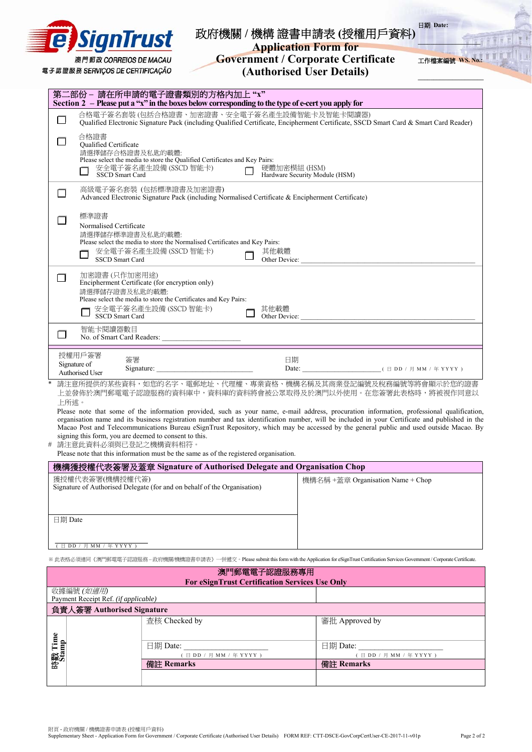eSignTrust
澳門郵政 CORREIOS DE MACAU
電子認證服務 SERVIÇOS DE CERTIFICAÇÃO

# 政府機關 / 機構 證書申請表 (授權用戶資料)
# Application Form for Government / Corporate Certificate (Authorised User Details)

日期 Date: ____________

工作檔案編號 WS. No.: ____________

## 第二部份 – 請在所申請的電子證書類別的方格內加上 "x"
## Section 2 – Please put a "x" in the boxes below corresponding to the type of e-cert you apply for

☐ 合格電子簽名套裝 (包括合格證書、加密證書、安全電子簽名產生設備智能卡及智能卡閱讀器)
Qualified Electronic Signature Pack (including Qualified Certificate, Encipherment Certificate, SSCD Smart Card & Smart Card Reader)

☐ 合格證書
Qualified Certificate
請選擇儲存合格證書及私匙的載體:
Please select the media to store the Qualified Certificates and Key Pairs:
☐ 安全電子簽名產生設備 (SSCD 智能卡) SSCD Smart Card　☐ 硬體加密模組 (HSM) Hardware Security Module (HSM)

☐ 高級電子簽名套裝 (包括標準證書及加密證書)
Advanced Electronic Signature Pack (including Normalised Certificate & Encipherment Certificate)

☐ 標準證書
Normalised Certificate
請選擇儲存標準證書及私匙的載體:
Please select the media to store the Normalised Certificates and Key Pairs:
☐ 安全電子簽名產生設備 (SSCD 智能卡) SSCD Smart Card　☐ 其他載體 Other Device: ____________

☐ 加密證書 (只作加密用途)
Encipherment Certificate (for encryption only)
請選擇儲存證書及私匙的載體:
Please select the media to store the Certificates and Key Pairs:
☐ 安全電子簽名產生設備 (SSCD 智能卡) SSCD Smart Card　☐ 其他載體 Other Device: ____________

☐ 智能卡閱讀器數目
No. of Smart Card Readers: ____________

| | | |
|---|---|---|
| 授權用戶簽署 Signature of Authorised User | 簽署 Signature: ____________ | 日期 Date: ____________ ( 日 DD / 月 MM / 年 YYYY ) |

\* 請注意所提供的某些資料，如您的名字、電郵地址、代理權、專業資格、機構名稱及其商業登記編號及稅務編號等將會顯示於您的證書上並發佈於澳門郵電電子認證服務的資料庫中，資料庫的資料將會被公眾取得及於澳門以外使用。在您簽署此表格時，將被視作同意以上所述。
Please note that some of the information provided, such as your name, e-mail address, procuration information, professional qualification, organisation name and its business registration number and tax identification number, will be included in your Certificate and published in the Macao Post and Telecommunications Bureau eSignTrust Repository, which may be accessed by the general public and used outside Macao. By signing this form, you are deemed to consent to this.

\# 請注意此資料必須與已登記之機構資料相符。
Please note that this information must be the same as of the registered organisation.

## 機構獲授權代表簽署及蓋章 Signature of Authorised Delegate and Organisation Chop

| | |
|---|---|
| 獲授權代表簽署(機構授權代簽) Signature of Authorised Delegate (for and on behalf of the Organisation) | 機構名稱 +蓋章 Organisation Name + Chop |
| 日期 Date ( 日 DD / 月 MM / 年 YYYY ) | |

※ 此表格必須連同《澳門郵電電子認證服務 – 政府機關/機構證書申請表》一併遞交。Please submit this form with the Application for eSignTrust Certification Services Government / Corporate Certificate.

## 澳門郵電電子認證服務專用 For eSignTrust Certification Services Use Only

| | | |
|---|---|---|
| 收據編號 *(如適用)* Payment Receipt Ref. *(if applicable)* | | |
| **負責人簽署 Authorised Signature** | | |
| 時戳 Time Stamp | 查核 Checked by | 審批 Approved by |
| | 日期 Date: ____________ ( 日 DD / 月 MM / 年 YYYY ) | 日期 Date: ____________ ( 日 DD / 月 MM / 年 YYYY ) |
| | **備註 Remarks** | **備註 Remarks** |
| | | |

附頁 - 政府機關 / 機構證書申請表 (授權用戶資料)
Supplementary Sheet - Application Form for Government / Corporate Certificate (Authorised User Details) FORM REF: CTT-DSCE-GovCorpCertUser-CE-2017-11-v01p